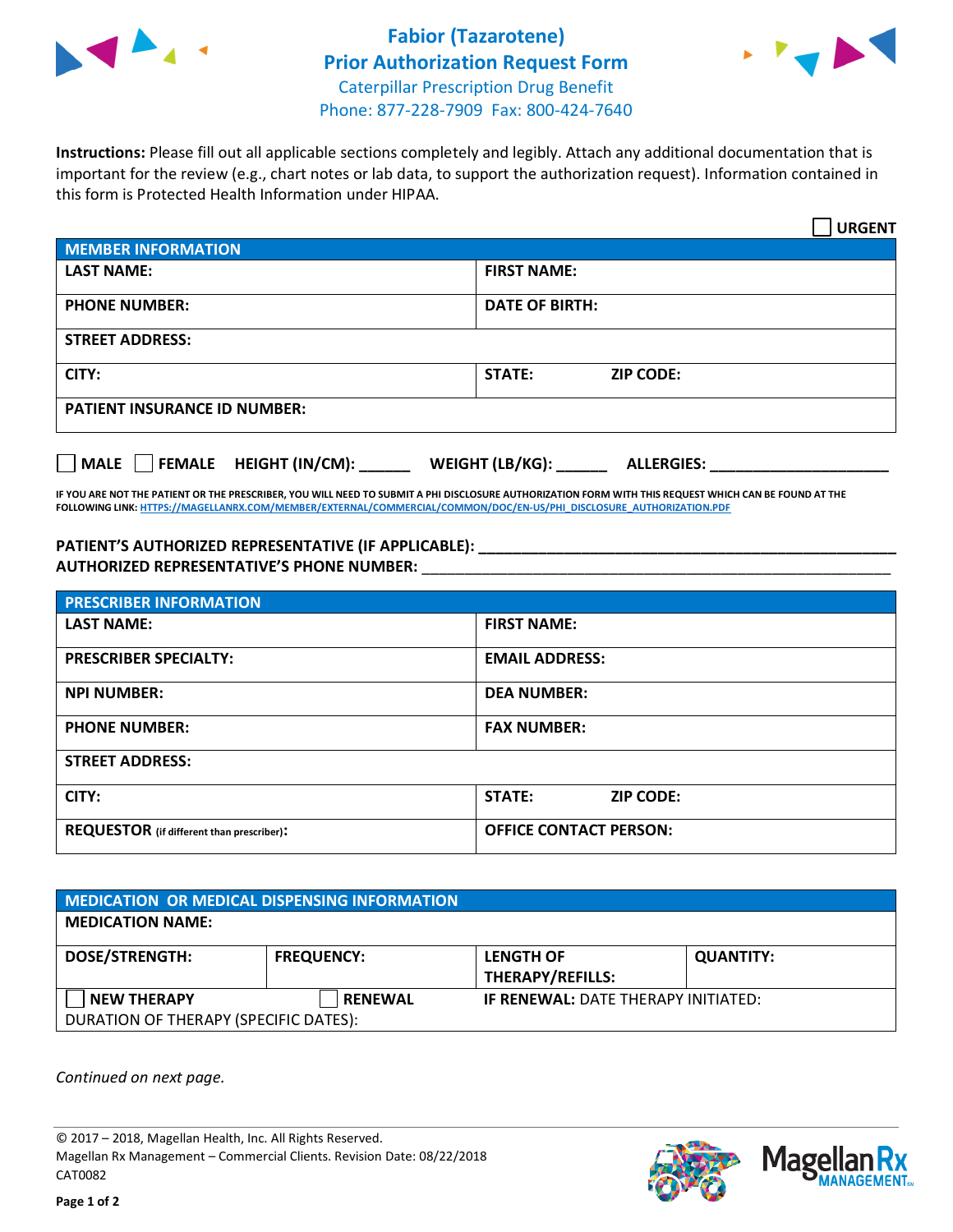# Fabior (Tazarotene) Prior Authorization Request Form

Caterpillar Prescription Drug Benefit
Phone: 877-228-7909 Fax: 800-424-7640

**Instructions:** Please fill out all applicable sections completely and legibly. Attach any additional documentation that is important for the review (e.g., chart notes or lab data, to support the authorization request). Information contained in this form is Protected Health Information under HIPAA.

☐ **URGENT**

| MEMBER INFORMATION | |
|---|---|
| **LAST NAME:** | **FIRST NAME:** |
| **PHONE NUMBER:** | **DATE OF BIRTH:** |
| **STREET ADDRESS:** | |
| **CITY:** | **STATE:** **ZIP CODE:** |
| **PATIENT INSURANCE ID NUMBER:** | |

☐ **MALE** ☐ **FEMALE** **HEIGHT (IN/CM):** ______ **WEIGHT (LB/KG):** ______ **ALLERGIES:** ____________________

**IF YOU ARE NOT THE PATIENT OR THE PRESCRIBER, YOU WILL NEED TO SUBMIT A PHI DISCLOSURE AUTHORIZATION FORM WITH THIS REQUEST WHICH CAN BE FOUND AT THE FOLLOWING LINK: HTTPS://MAGELLANRX.COM/MEMBER/EXTERNAL/COMMERCIAL/COMMON/DOC/EN-US/PHI_DISCLOSURE_AUTHORIZATION.PDF**

**PATIENT'S AUTHORIZED REPRESENTATIVE (IF APPLICABLE):** ____________________________________________
**AUTHORIZED REPRESENTATIVE'S PHONE NUMBER:** ____________________________________________

| PRESCRIBER INFORMATION | |
|---|---|
| **LAST NAME:** | **FIRST NAME:** |
| **PRESCRIBER SPECIALTY:** | **EMAIL ADDRESS:** |
| **NPI NUMBER:** | **DEA NUMBER:** |
| **PHONE NUMBER:** | **FAX NUMBER:** |
| **STREET ADDRESS:** | |
| **CITY:** | **STATE:** **ZIP CODE:** |
| **REQUESTOR** (if different than prescriber)**:** | **OFFICE CONTACT PERSON:** |

| MEDICATION OR MEDICAL DISPENSING INFORMATION | | | |
|---|---|---|---|
| **MEDICATION NAME:** | | | |
| **DOSE/STRENGTH:** | **FREQUENCY:** | **LENGTH OF THERAPY/REFILLS:** | **QUANTITY:** |
| ☐ **NEW THERAPY** | ☐ **RENEWAL** | **IF RENEWAL:** DATE THERAPY INITIATED: | |
| DURATION OF THERAPY (SPECIFIC DATES): | | | |

*Continued on next page.*

© 2017 – 2018, Magellan Health, Inc. All Rights Reserved.
Magellan Rx Management – Commercial Clients. Revision Date: 08/22/2018
CAT0082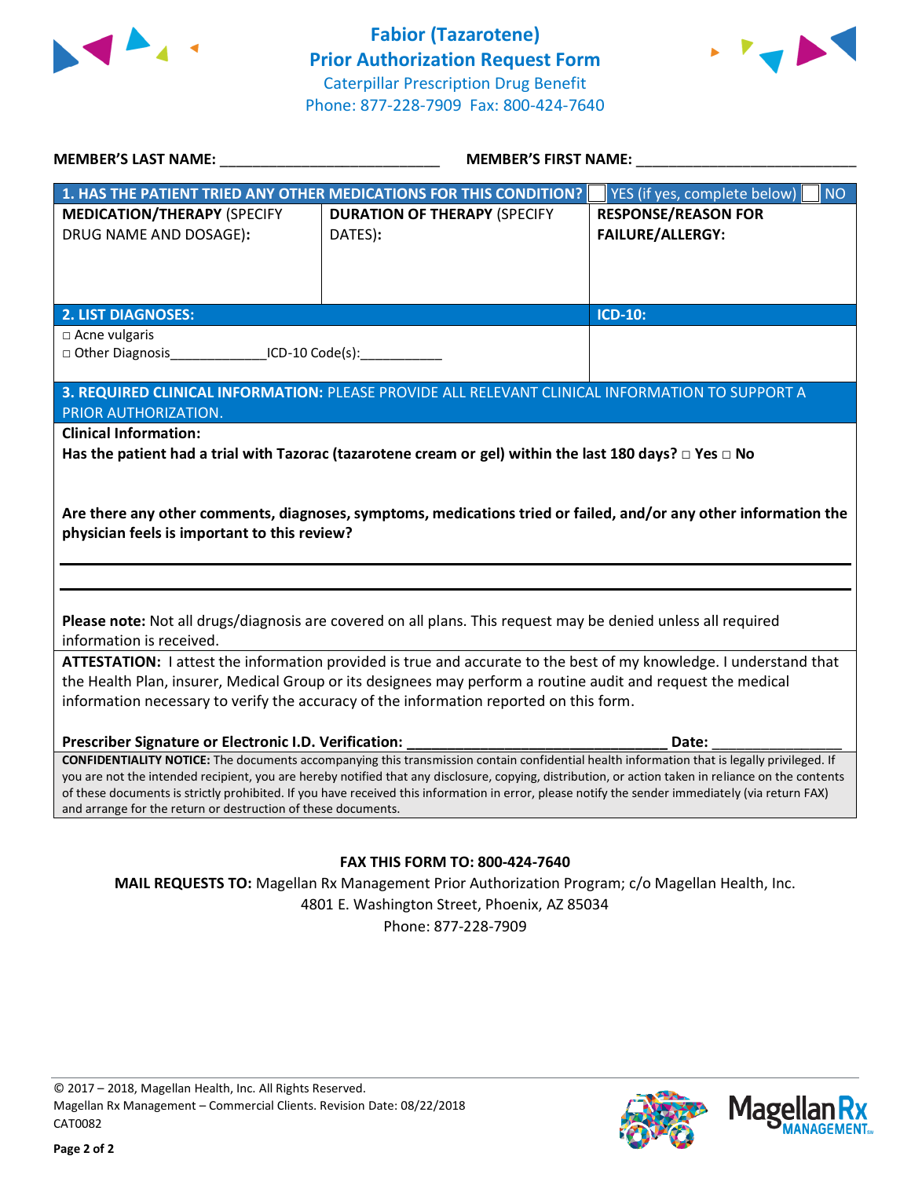# Fabior (Tazarotene) Prior Authorization Request Form

Caterpillar Prescription Drug Benefit
Phone: 877-228-7909 Fax: 800-424-7640

**MEMBER'S LAST NAME:** ___________________________ **MEMBER'S FIRST NAME:** ___________________________

| 1. HAS THE PATIENT TRIED ANY OTHER MEDICATIONS FOR THIS CONDITION? | | ☐ YES (if yes, complete below) ☐ NO |
|---|---|---|
| **MEDICATION/THERAPY** (SPECIFY DRUG NAME AND DOSAGE): | **DURATION OF THERAPY** (SPECIFY DATES): | **RESPONSE/REASON FOR FAILURE/ALLERGY:** |
| | | |

| 2. LIST DIAGNOSES: | ICD-10: |
|---|---|
| □ Acne vulgaris<br>□ Other Diagnosis_____________ICD-10 Code(s):___________ | |

**3. REQUIRED CLINICAL INFORMATION:** PLEASE PROVIDE ALL RELEVANT CLINICAL INFORMATION TO SUPPORT A PRIOR AUTHORIZATION.

**Clinical Information:**

**Has the patient had a trial with Tazorac (tazarotene cream or gel) within the last 180 days? □ Yes □ No**

**Are there any other comments, diagnoses, symptoms, medications tried or failed, and/or any other information the physician feels is important to this review?**

_______________________________________________________________________________

_______________________________________________________________________________

**Please note:** Not all drugs/diagnosis are covered on all plans. This request may be denied unless all required information is received.

**ATTESTATION:** I attest the information provided is true and accurate to the best of my knowledge. I understand that the Health Plan, insurer, Medical Group or its designees may perform a routine audit and request the medical information necessary to verify the accuracy of the information reported on this form.

**Prescriber Signature or Electronic I.D. Verification:** _________________________________ **Date:** ________________

**CONFIDENTIALITY NOTICE:** The documents accompanying this transmission contain confidential health information that is legally privileged. If you are not the intended recipient, you are hereby notified that any disclosure, copying, distribution, or action taken in reliance on the contents of these documents is strictly prohibited. If you have received this information in error, please notify the sender immediately (via return FAX) and arrange for the return or destruction of these documents.

**FAX THIS FORM TO: 800-424-7640**

**MAIL REQUESTS TO:** Magellan Rx Management Prior Authorization Program; c/o Magellan Health, Inc.
4801 E. Washington Street, Phoenix, AZ 85034
Phone: 877-228-7909

© 2017 – 2018, Magellan Health, Inc. All Rights Reserved.
Magellan Rx Management – Commercial Clients. Revision Date: 08/22/2018
CAT0082